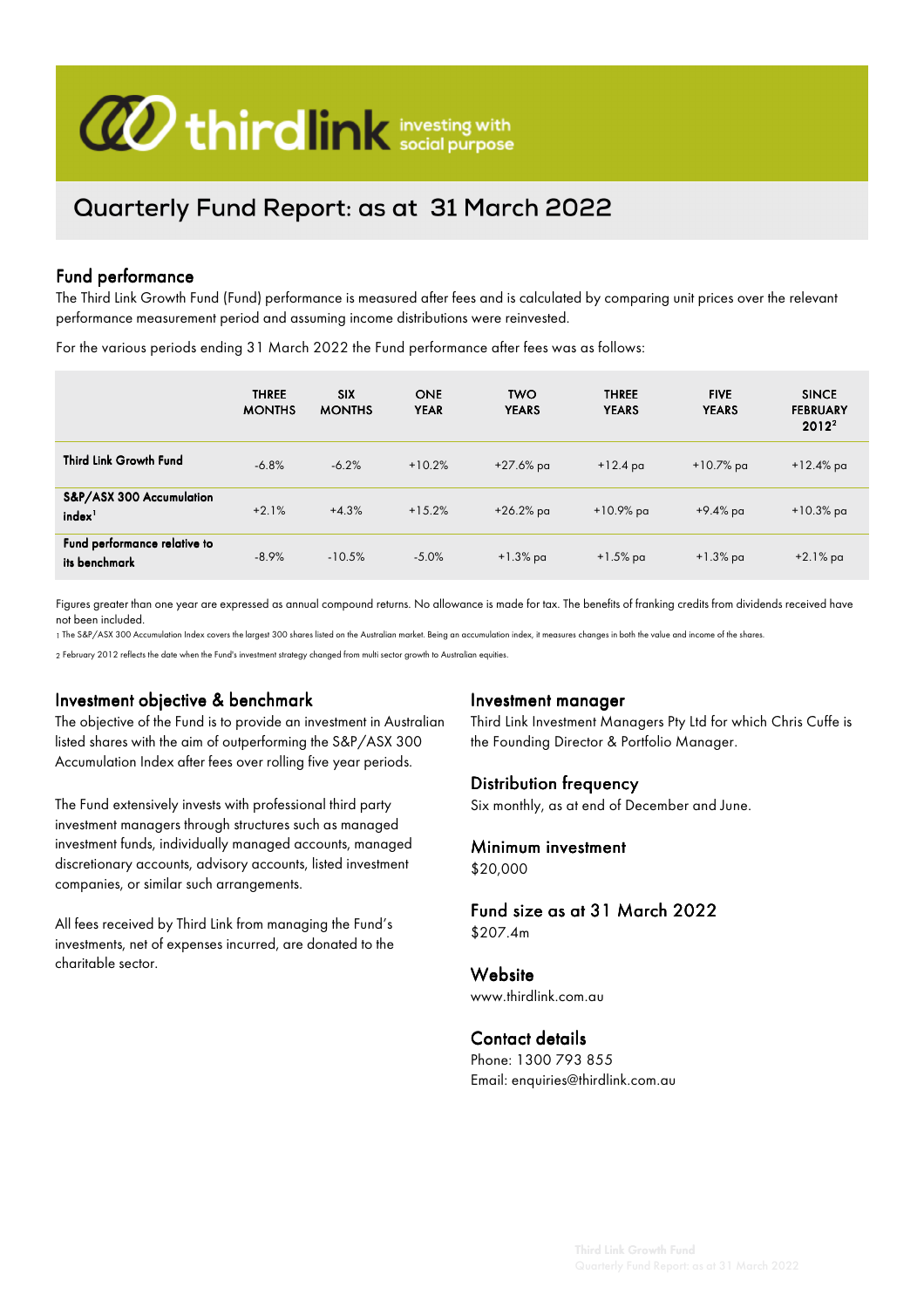thirdlink investing with social purpose

# Quarterly Fund Report: as at 31 March 2022

## Fund performance

The Third Link Growth Fund (Fund) performance is measured after fees and is calculated by comparing unit prices over the relevant performance measurement period and assuming income distributions were reinvested.

For the various periods ending 31 March 2022 the Fund performance after fees was as follows:

| | THREE MONTHS | SIX MONTHS | ONE YEAR | TWO YEARS | THREE YEARS | FIVE YEARS | SINCE FEBRUARY 2012[2] |
|---|---|---|---|---|---|---|---|
| **Third Link Growth Fund** | -6.8% | -6.2% | +10.2% | +27.6% pa | +12.4 pa | +10.7% pa | +12.4% pa |
| **S&P/ASX 300 Accumulation index[1]** | +2.1% | +4.3% | +15.2% | +26.2% pa | +10.9% pa | +9.4% pa | +10.3% pa |
| **Fund performance relative to its benchmark** | -8.9% | -10.5% | -5.0% | +1.3% pa | +1.5% pa | +1.3% pa | +2.1% pa |

Figures greater than one year are expressed as annual compound returns. No allowance is made for tax. The benefits of franking credits from dividends received have not been included.

1 The S&P/ASX 300 Accumulation Index covers the largest 300 shares listed on the Australian market. Being an accumulation index, it measures changes in both the value and income of the shares.

2 February 2012 reflects the date when the Fund's investment strategy changed from multi sector growth to Australian equities.

## Investment objective & benchmark

The objective of the Fund is to provide an investment in Australian listed shares with the aim of outperforming the S&P/ASX 300 Accumulation Index after fees over rolling five year periods.

The Fund extensively invests with professional third party investment managers through structures such as managed investment funds, individually managed accounts, managed discretionary accounts, advisory accounts, listed investment companies, or similar such arrangements.

All fees received by Third Link from managing the Fund's investments, net of expenses incurred, are donated to the charitable sector.

## Investment manager

Third Link Investment Managers Pty Ltd for which Chris Cuffe is the Founding Director & Portfolio Manager.

## Distribution frequency

Six monthly, as at end of December and June.

## Minimum investment

$20,000

## Fund size as at 31 March 2022

$207.4m

## Website

www.thirdlink.com.au

## Contact details

Phone: 1300 793 855
Email: enquiries@thirdlink.com.au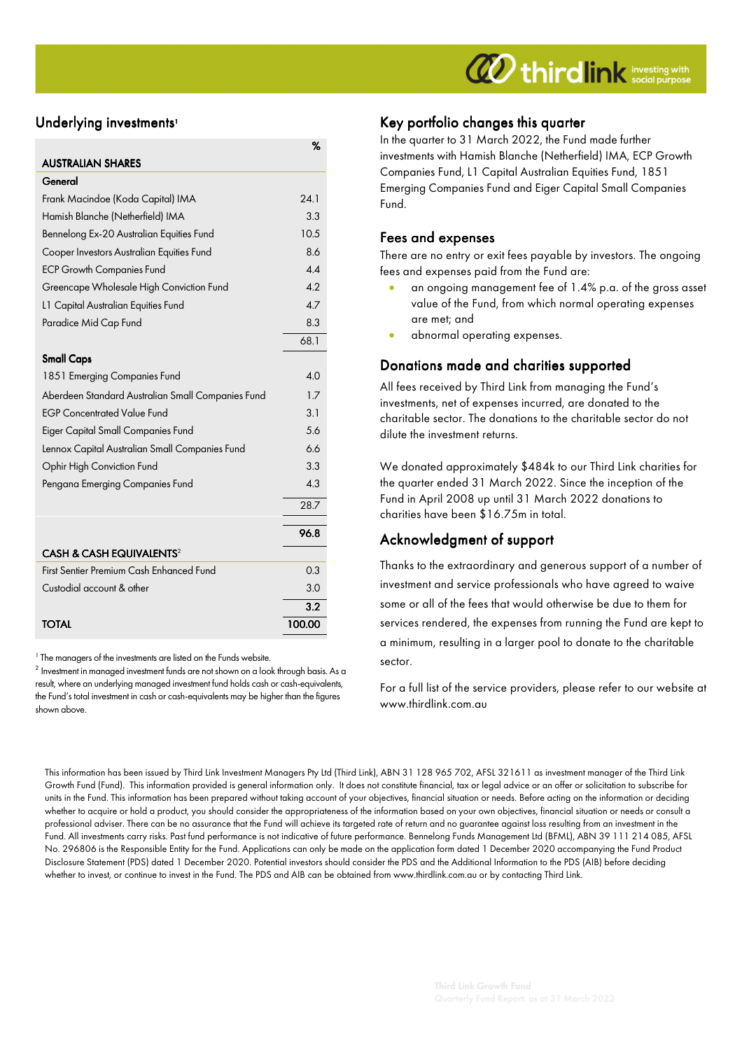## Underlying investments[1]

| | % |
|---|---|
| **AUSTRALIAN SHARES** | |
| **General** | |
| Frank Macindoe (Koda Capital) IMA | 24.1 |
| Hamish Blanche (Netherfield) IMA | 3.3 |
| Bennelong Ex-20 Australian Equities Fund | 10.5 |
| Cooper Investors Australian Equities Fund | 8.6 |
| ECP Growth Companies Fund | 4.4 |
| Greencape Wholesale High Conviction Fund | 4.2 |
| L1 Capital Australian Equities Fund | 4.7 |
| Paradice Mid Cap Fund | 8.3 |
| | 68.1 |
| **Small Caps** | |
| 1851 Emerging Companies Fund | 4.0 |
| Aberdeen Standard Australian Small Companies Fund | 1.7 |
| EGP Concentrated Value Fund | 3.1 |
| Eiger Capital Small Companies Fund | 5.6 |
| Lennox Capital Australian Small Companies Fund | 6.6 |
| Ophir High Conviction Fund | 3.3 |
| Pengana Emerging Companies Fund | 4.3 |
| | 28.7 |
| | **96.8** |
| **CASH & CASH EQUIVALENTS**[2] | |
| First Sentier Premium Cash Enhanced Fund | 0.3 |
| Custodial account & other | 3.0 |
| | **3.2** |
| **TOTAL** | **100.00** |

[1] The managers of the investments are listed on the Funds website.

[2] Investment in managed investment funds are not shown on a look through basis. As a result, where an underlying managed investment fund holds cash or cash-equivalents, the Fund's total investment in cash or cash-equivalents may be higher than the figures shown above.

## Key portfolio changes this quarter

In the quarter to 31 March 2022, the Fund made further investments with Hamish Blanche (Netherfield) IMA, ECP Growth Companies Fund, L1 Capital Australian Equities Fund, 1851 Emerging Companies Fund and Eiger Capital Small Companies Fund.

## Fees and expenses

There are no entry or exit fees payable by investors. The ongoing fees and expenses paid from the Fund are:

- an ongoing management fee of 1.4% p.a. of the gross asset value of the Fund, from which normal operating expenses are met; and
- abnormal operating expenses.

## Donations made and charities supported

All fees received by Third Link from managing the Fund's investments, net of expenses incurred, are donated to the charitable sector. The donations to the charitable sector do not dilute the investment returns.

We donated approximately $484k to our Third Link charities for the quarter ended 31 March 2022. Since the inception of the Fund in April 2008 up until 31 March 2022 donations to charities have been $16.75m in total.

## Acknowledgment of support

Thanks to the extraordinary and generous support of a number of investment and service professionals who have agreed to waive some or all of the fees that would otherwise be due to them for services rendered, the expenses from running the Fund are kept to a minimum, resulting in a larger pool to donate to the charitable sector.

For a full list of the service providers, please refer to our website at www.thirdlink.com.au

This information has been issued by Third Link Investment Managers Pty Ltd (Third Link), ABN 31 128 965 702, AFSL 321611 as investment manager of the Third Link Growth Fund (Fund). This information provided is general information only. It does not constitute financial, tax or legal advice or an offer or solicitation to subscribe for units in the Fund. This information has been prepared without taking account of your objectives, financial situation or needs. Before acting on the information or deciding whether to acquire or hold a product, you should consider the appropriateness of the information based on your own objectives, financial situation or needs or consult a professional adviser. There can be no assurance that the Fund will achieve its targeted rate of return and no guarantee against loss resulting from an investment in the Fund. All investments carry risks. Past fund performance is not indicative of future performance. Bennelong Funds Management Ltd (BFML), ABN 39 111 214 085, AFSL No. 296806 is the Responsible Entity for the Fund. Applications can only be made on the application form dated 1 December 2020 accompanying the Fund Product Disclosure Statement (PDS) dated 1 December 2020. Potential investors should consider the PDS and the Additional Information to the PDS (AIB) before deciding whether to invest, or continue to invest in the Fund. The PDS and AIB can be obtained from www.thirdlink.com.au or by contacting Third Link.